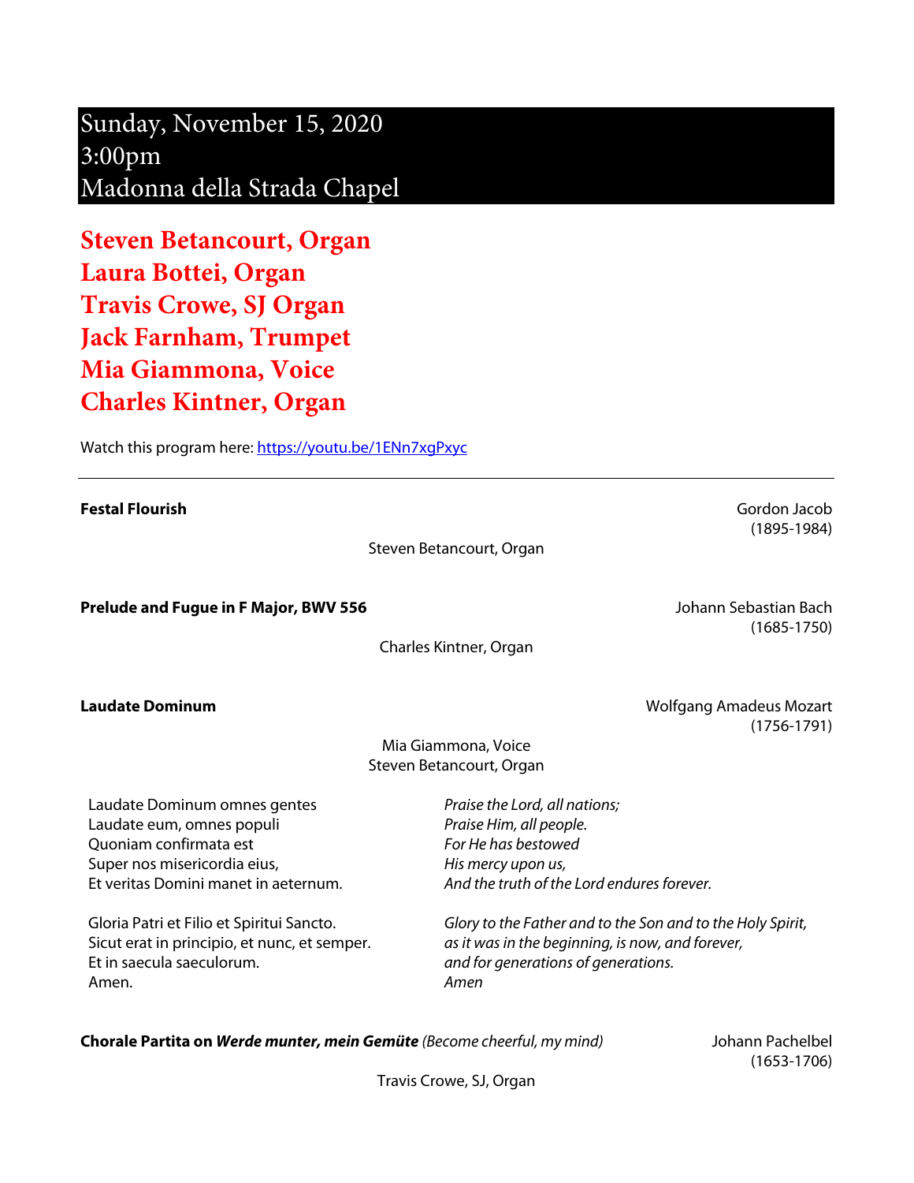# Sunday, November 15, 2020
# 3:00pm
# Madonna della Strada Chapel

## Steven Betancourt, Organ
## Laura Bottei, Organ
## Travis Crowe, SJ Organ
## Jack Farnham, Trumpet
## Mia Giammona, Voice
## Charles Kintner, Organ

Watch this program here: [https://youtu.be/1ENn7xgPxyc](https://youtu.be/1ENn7xgPxyc)

---

**Festal Flourish** — Gordon Jacob (1895-1984)

Steven Betancourt, Organ

**Prelude and Fugue in F Major, BWV 556** — Johann Sebastian Bach (1685-1750)

Charles Kintner, Organ

**Laudate Dominum** — Wolfgang Amadeus Mozart (1756-1791)

Mia Giammona, Voice
Steven Betancourt, Organ

Laudate Dominum omnes gentes
Laudate eum, omnes populi
Quoniam confirmata est
Super nos misericordia eius,
Et veritas Domini manet in aeternum.

Gloria Patri et Filio et Spiritui Sancto.
Sicut erat in principio, et nunc, et semper.
Et in saecula saeculorum.
Amen.

*Praise the Lord, all nations;*
*Praise Him, all people.*
*For He has bestowed*
*His mercy upon us,*
*And the truth of the Lord endures forever.*

*Glory to the Father and to the Son and to the Holy Spirit,*
*as it was in the beginning, is now, and forever,*
*and for generations of generations.*
*Amen*

**Chorale Partita on *Werde munter, mein Gemüte*** *(Become cheerful, my mind)* — Johann Pachelbel (1653-1706)

Travis Crowe, SJ, Organ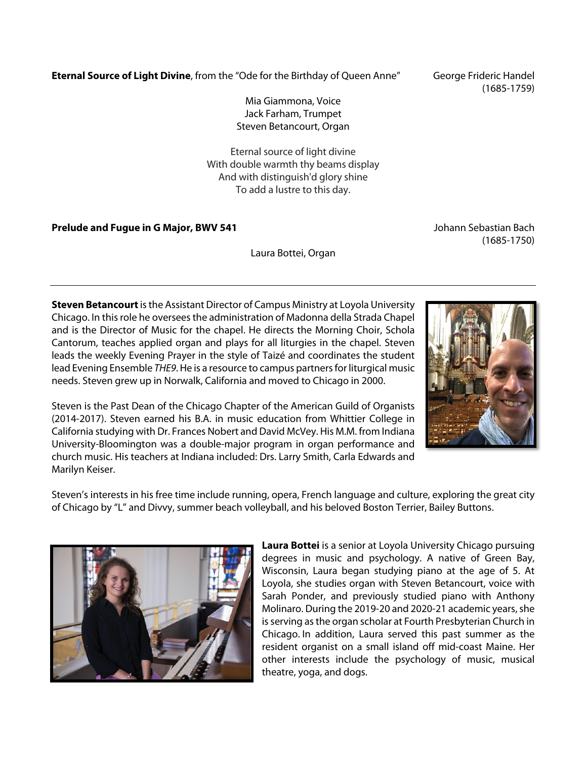**Eternal Source of Light Divine**, from the "Ode for the Birthday of Queen Anne" George Frideric Handel (1685-1759)

Mia Giammona, Voice
Jack Farham, Trumpet
Steven Betancourt, Organ

Eternal source of light divine
With double warmth thy beams display
And with distinguish'd glory shine
To add a lustre to this day.

**Prelude and Fugue in G Major, BWV 541** Johann Sebastian Bach (1685-1750)

Laura Bottei, Organ

---

**Steven Betancourt** is the Assistant Director of Campus Ministry at Loyola University Chicago. In this role he oversees the administration of Madonna della Strada Chapel and is the Director of Music for the chapel. He directs the Morning Choir, Schola Cantorum, teaches applied organ and plays for all liturgies in the chapel. Steven leads the weekly Evening Prayer in the style of Taizé and coordinates the student lead Evening Ensemble *THE9*. He is a resource to campus partners for liturgical music needs. Steven grew up in Norwalk, California and moved to Chicago in 2000.

Steven is the Past Dean of the Chicago Chapter of the American Guild of Organists (2014-2017). Steven earned his B.A. in music education from Whittier College in California studying with Dr. Frances Nobert and David McVey. His M.M. from Indiana University-Bloomington was a double-major program in organ performance and church music. His teachers at Indiana included: Drs. Larry Smith, Carla Edwards and Marilyn Keiser.

Steven's interests in his free time include running, opera, French language and culture, exploring the great city of Chicago by "L" and Divvy, summer beach volleyball, and his beloved Boston Terrier, Bailey Buttons.

**Laura Bottei** is a senior at Loyola University Chicago pursuing degrees in music and psychology. A native of Green Bay, Wisconsin, Laura began studying piano at the age of 5. At Loyola, she studies organ with Steven Betancourt, voice with Sarah Ponder, and previously studied piano with Anthony Molinaro. During the 2019-20 and 2020-21 academic years, she is serving as the organ scholar at Fourth Presbyterian Church in Chicago. In addition, Laura served this past summer as the resident organist on a small island off mid-coast Maine. Her other interests include the psychology of music, musical theatre, yoga, and dogs.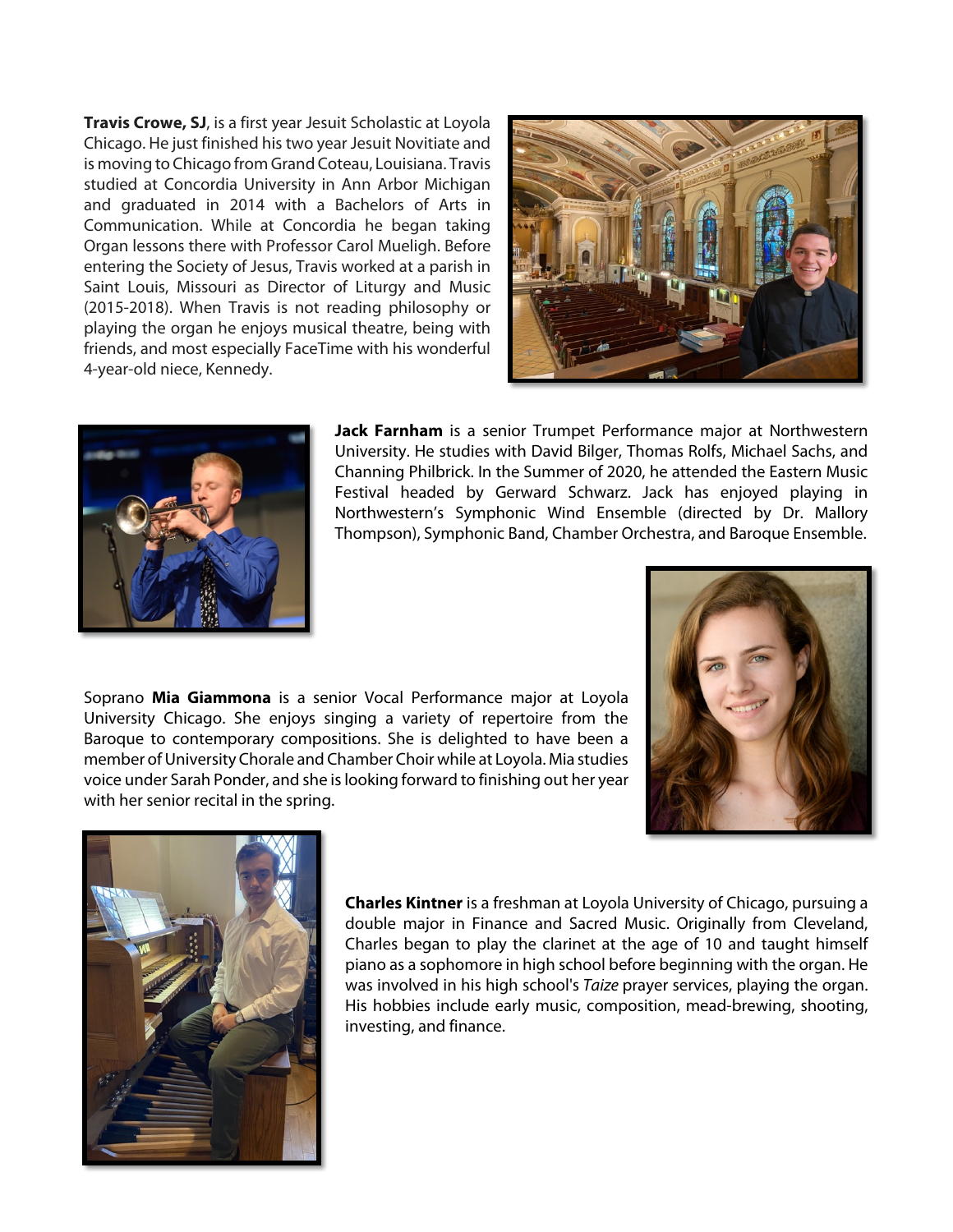**Travis Crowe, SJ**, is a first year Jesuit Scholastic at Loyola Chicago. He just finished his two year Jesuit Novitiate and is moving to Chicago from Grand Coteau, Louisiana. Travis studied at Concordia University in Ann Arbor Michigan and graduated in 2014 with a Bachelors of Arts in Communication. While at Concordia he began taking Organ lessons there with Professor Carol Mueligh. Before entering the Society of Jesus, Travis worked at a parish in Saint Louis, Missouri as Director of Liturgy and Music (2015-2018). When Travis is not reading philosophy or playing the organ he enjoys musical theatre, being with friends, and most especially FaceTime with his wonderful 4-year-old niece, Kennedy.

**Jack Farnham** is a senior Trumpet Performance major at Northwestern University. He studies with David Bilger, Thomas Rolfs, Michael Sachs, and Channing Philbrick. In the Summer of 2020, he attended the Eastern Music Festival headed by Gerward Schwarz. Jack has enjoyed playing in Northwestern's Symphonic Wind Ensemble (directed by Dr. Mallory Thompson), Symphonic Band, Chamber Orchestra, and Baroque Ensemble.

Soprano **Mia Giammona** is a senior Vocal Performance major at Loyola University Chicago. She enjoys singing a variety of repertoire from the Baroque to contemporary compositions. She is delighted to have been a member of University Chorale and Chamber Choir while at Loyola. Mia studies voice under Sarah Ponder, and she is looking forward to finishing out her year with her senior recital in the spring.

**Charles Kintner** is a freshman at Loyola University of Chicago, pursuing a double major in Finance and Sacred Music. Originally from Cleveland, Charles began to play the clarinet at the age of 10 and taught himself piano as a sophomore in high school before beginning with the organ. He was involved in his high school's *Taize* prayer services, playing the organ. His hobbies include early music, composition, mead-brewing, shooting, investing, and finance.